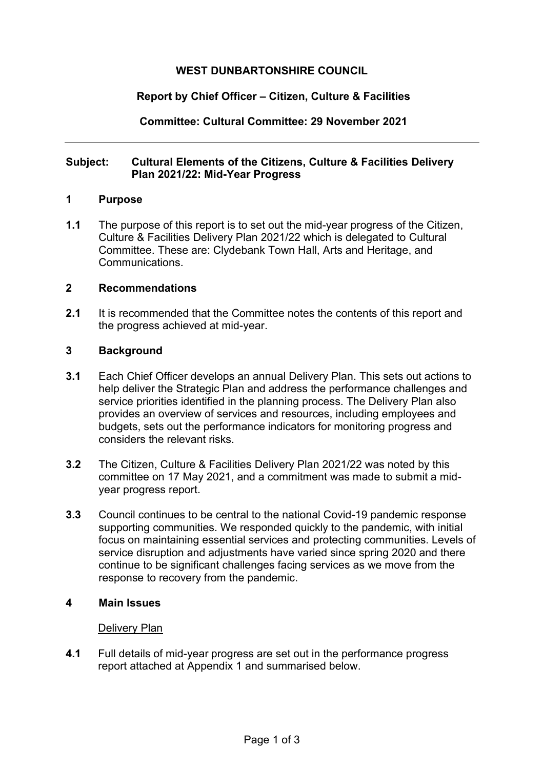**WEST DUNBARTONSHIRE COUNCIL**

**Report by Chief Officer – Citizen, Culture & Facilities**

**Committee: Cultural Committee: 29 November 2021**

---

**Subject: Cultural Elements of the Citizens, Culture & Facilities Delivery Plan 2021/22: Mid-Year Progress**

## 1 Purpose

**1.1** The purpose of this report is to set out the mid-year progress of the Citizen, Culture & Facilities Delivery Plan 2021/22 which is delegated to Cultural Committee. These are: Clydebank Town Hall, Arts and Heritage, and Communications.

## 2 Recommendations

**2.1** It is recommended that the Committee notes the contents of this report and the progress achieved at mid-year.

## 3 Background

**3.1** Each Chief Officer develops an annual Delivery Plan. This sets out actions to help deliver the Strategic Plan and address the performance challenges and service priorities identified in the planning process. The Delivery Plan also provides an overview of services and resources, including employees and budgets, sets out the performance indicators for monitoring progress and considers the relevant risks.

**3.2** The Citizen, Culture & Facilities Delivery Plan 2021/22 was noted by this committee on 17 May 2021, and a commitment was made to submit a mid-year progress report.

**3.3** Council continues to be central to the national Covid-19 pandemic response supporting communities. We responded quickly to the pandemic, with initial focus on maintaining essential services and protecting communities. Levels of service disruption and adjustments have varied since spring 2020 and there continue to be significant challenges facing services as we move from the response to recovery from the pandemic.

## 4 Main Issues

Delivery Plan

**4.1** Full details of mid-year progress are set out in the performance progress report attached at Appendix 1 and summarised below.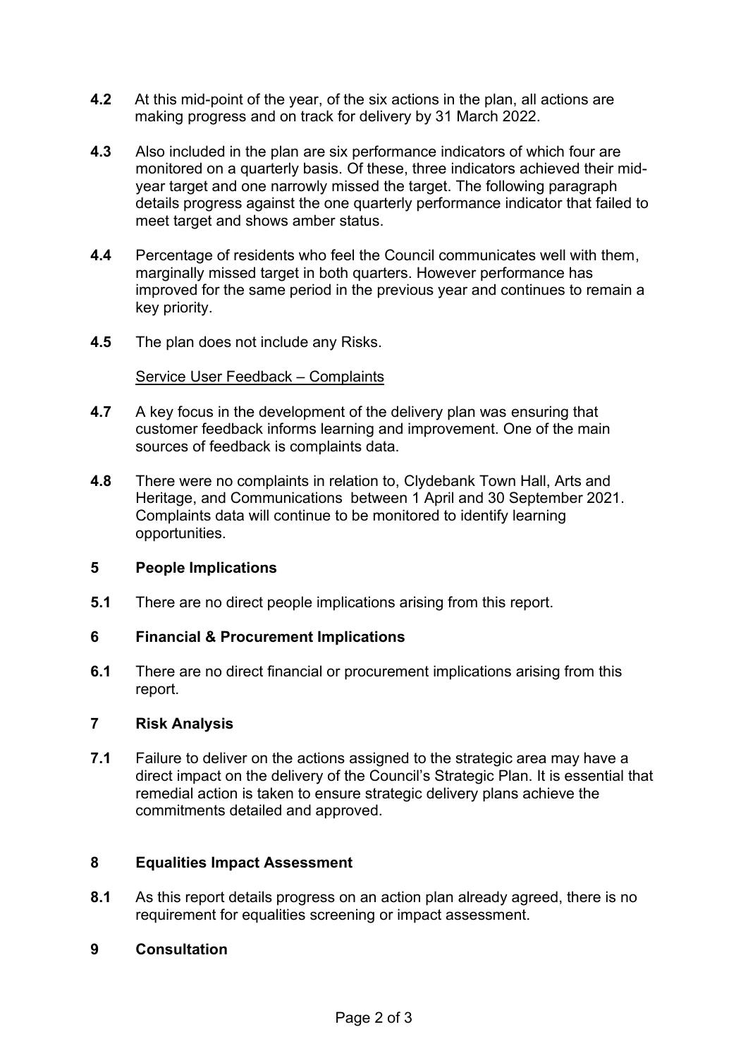**4.2** At this mid-point of the year, of the six actions in the plan, all actions are making progress and on track for delivery by 31 March 2022.

**4.3** Also included in the plan are six performance indicators of which four are monitored on a quarterly basis. Of these, three indicators achieved their mid-year target and one narrowly missed the target. The following paragraph details progress against the one quarterly performance indicator that failed to meet target and shows amber status.

**4.4** Percentage of residents who feel the Council communicates well with them, marginally missed target in both quarters. However performance has improved for the same period in the previous year and continues to remain a key priority.

**4.5** The plan does not include any Risks.

Service User Feedback – Complaints

**4.7** A key focus in the development of the delivery plan was ensuring that customer feedback informs learning and improvement. One of the main sources of feedback is complaints data.

**4.8** There were no complaints in relation to, Clydebank Town Hall, Arts and Heritage, and Communications between 1 April and 30 September 2021. Complaints data will continue to be monitored to identify learning opportunities.

## 5 People Implications

**5.1** There are no direct people implications arising from this report.

## 6 Financial & Procurement Implications

**6.1** There are no direct financial or procurement implications arising from this report.

## 7 Risk Analysis

**7.1** Failure to deliver on the actions assigned to the strategic area may have a direct impact on the delivery of the Council's Strategic Plan. It is essential that remedial action is taken to ensure strategic delivery plans achieve the commitments detailed and approved.

## 8 Equalities Impact Assessment

**8.1** As this report details progress on an action plan already agreed, there is no requirement for equalities screening or impact assessment.

## 9 Consultation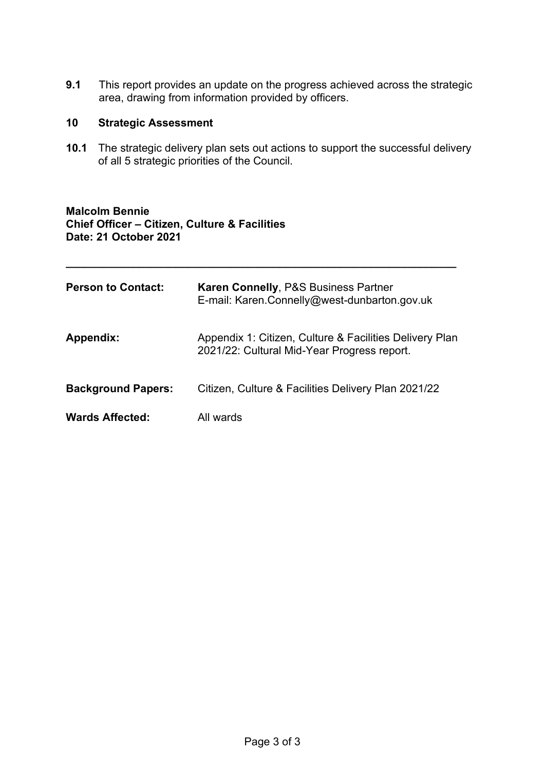**9.1** This report provides an update on the progress achieved across the strategic area, drawing from information provided by officers.

## 10 Strategic Assessment

**10.1** The strategic delivery plan sets out actions to support the successful delivery of all 5 strategic priorities of the Council.

**Malcolm Bennie**
**Chief Officer – Citizen, Culture & Facilities**
**Date: 21 October 2021**

---

| | |
|---|---|
| **Person to Contact:** | **Karen Connelly**, P&S Business Partner<br>E-mail: Karen.Connelly@west-dunbarton.gov.uk |
| **Appendix:** | Appendix 1: Citizen, Culture & Facilities Delivery Plan 2021/22: Cultural Mid-Year Progress report. |
| **Background Papers:** | Citizen, Culture & Facilities Delivery Plan 2021/22 |
| **Wards Affected:** | All wards |